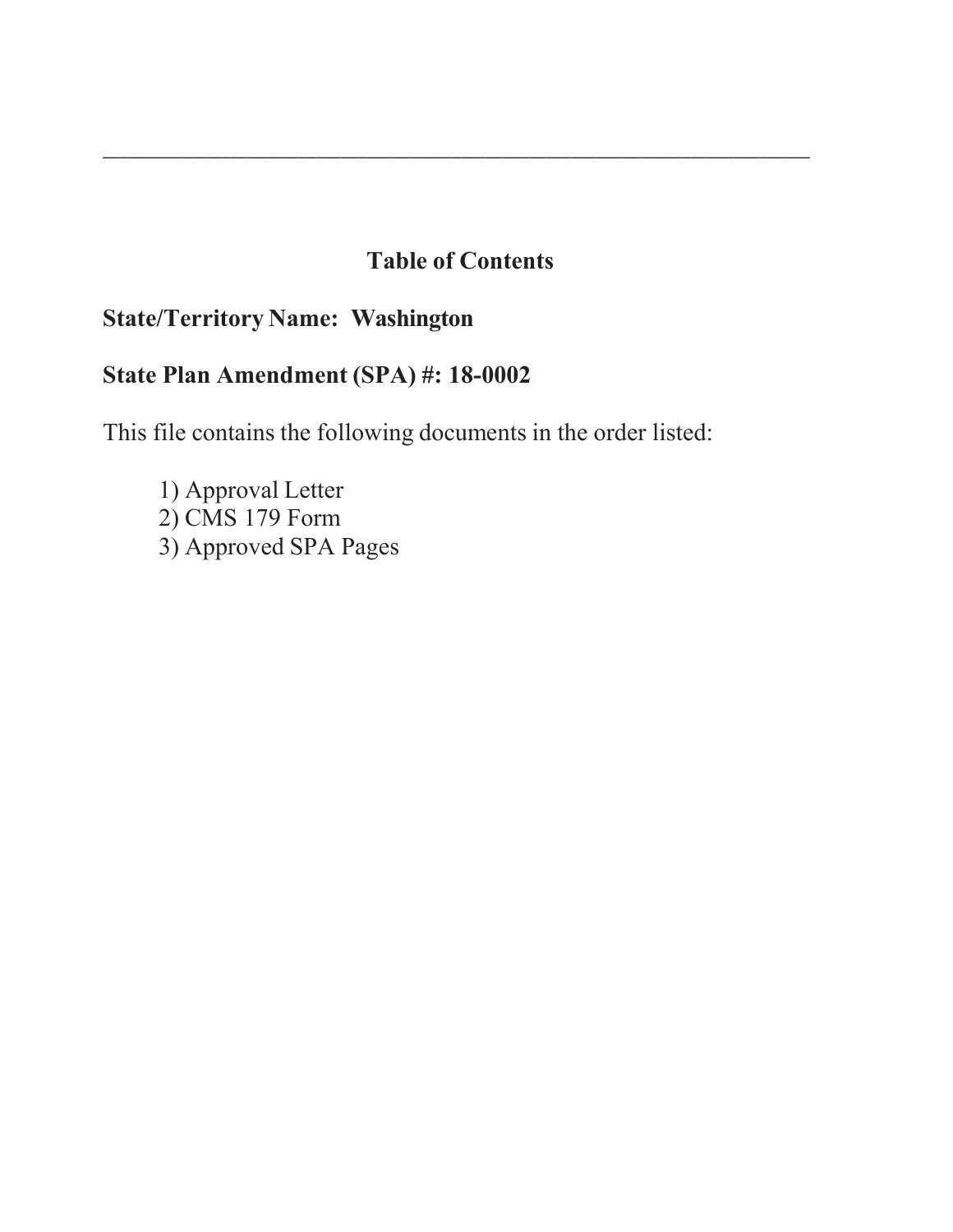---

## Table of Contents

**State/Territory Name: Washington**

**State Plan Amendment (SPA) #: 18-0002**

This file contains the following documents in the order listed:

1) Approval Letter
2) CMS 179 Form
3) Approved SPA Pages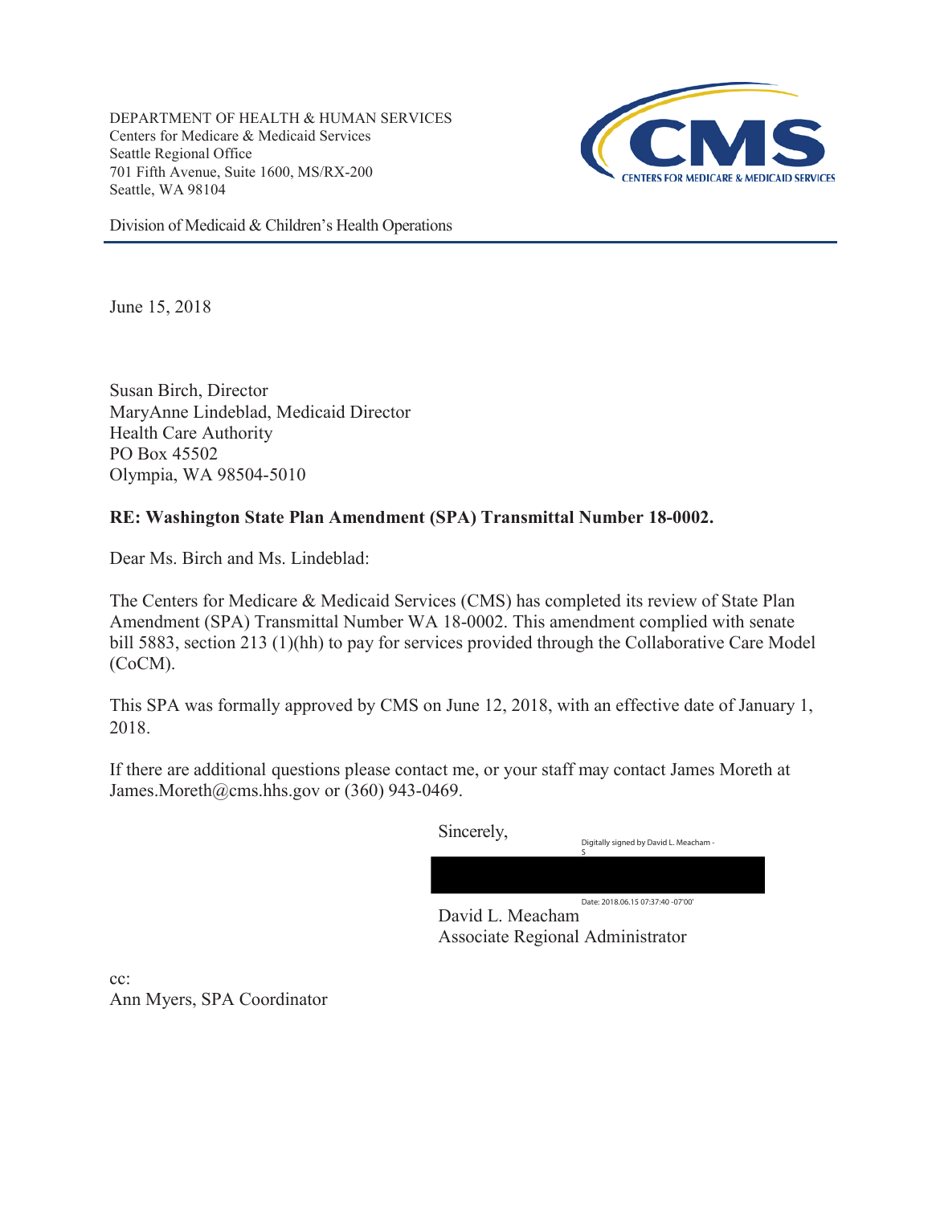DEPARTMENT OF HEALTH & HUMAN SERVICES
Centers for Medicare & Medicaid Services
Seattle Regional Office
701 Fifth Avenue, Suite 1600, MS/RX-200
Seattle, WA 98104

Division of Medicaid & Children's Health Operations

June 15, 2018

Susan Birch, Director
MaryAnne Lindeblad, Medicaid Director
Health Care Authority
PO Box 45502
Olympia, WA 98504-5010

**RE: Washington State Plan Amendment (SPA) Transmittal Number 18-0002.**

Dear Ms. Birch and Ms. Lindeblad:

The Centers for Medicare & Medicaid Services (CMS) has completed its review of State Plan Amendment (SPA) Transmittal Number WA 18-0002. This amendment complied with senate bill 5883, section 213 (1)(hh) to pay for services provided through the Collaborative Care Model (CoCM).

This SPA was formally approved by CMS on June 12, 2018, with an effective date of January 1, 2018.

If there are additional questions please contact me, or your staff may contact James Moreth at James.Moreth@cms.hhs.gov or (360) 943-0469.

Sincerely,

Digitally signed by David L. Meacham -S
Date: 2018.06.15 07:37:40 -07'00'

David L. Meacham
Associate Regional Administrator

cc:
Ann Myers, SPA Coordinator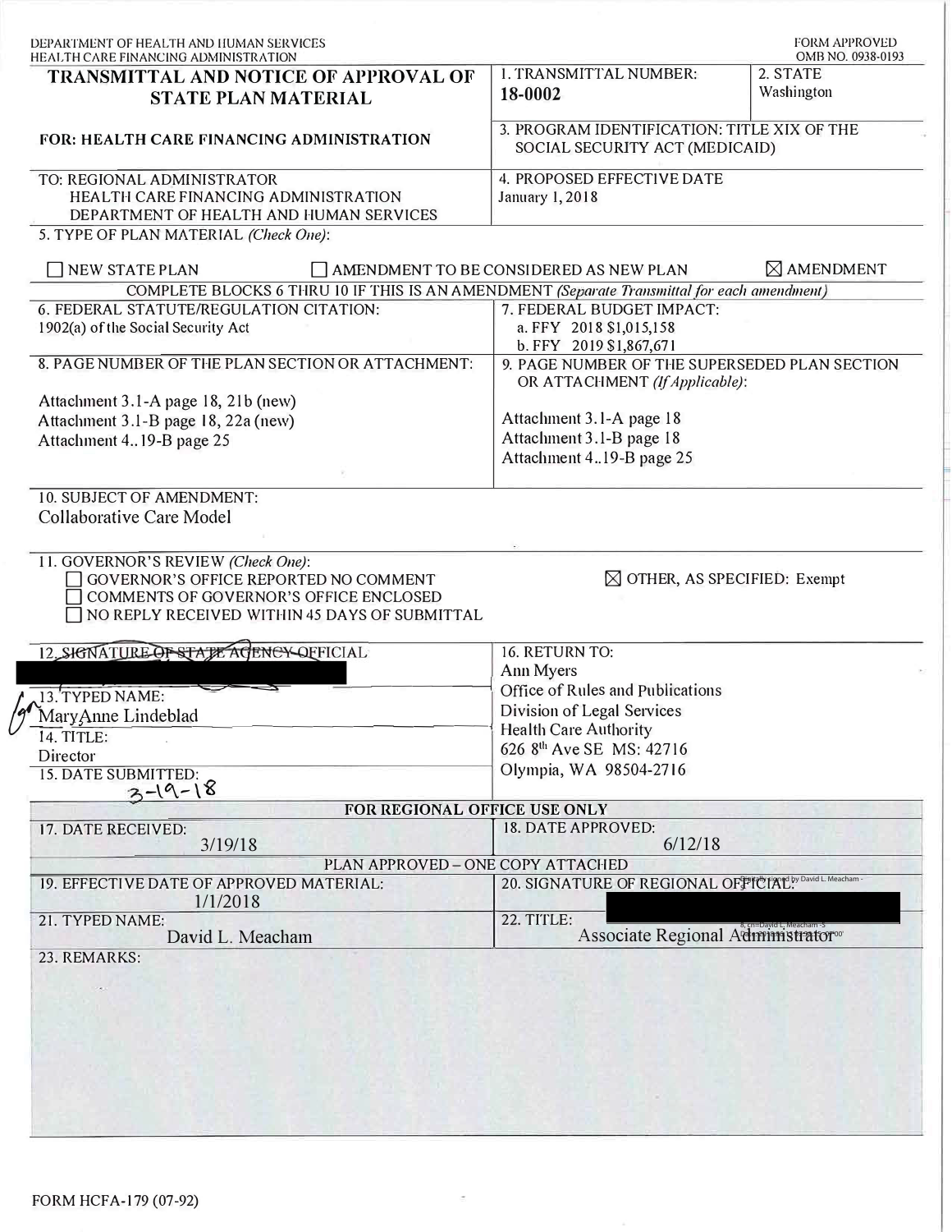DEPARTMENT OF HEALTH AND HUMAN SERVICES
HEALTH CARE FINANCING ADMINISTRATION

FORM APPROVED
OMB NO. 0938-0193

| **TRANSMITTAL AND NOTICE OF APPROVAL OF STATE PLAN MATERIAL** | 1. TRANSMITTAL NUMBER: **18-0002** | 2. STATE Washington |
|---|---|---|
| **FOR: HEALTH CARE FINANCING ADMINISTRATION** | 3. PROGRAM IDENTIFICATION: TITLE XIX OF THE SOCIAL SECURITY ACT (MEDICAID) | |
| TO: REGIONAL ADMINISTRATOR<br>HEALTH CARE FINANCING ADMINISTRATION<br>DEPARTMENT OF HEALTH AND HUMAN SERVICES | 4. PROPOSED EFFECTIVE DATE<br>January 1, 2018 | |

5. TYPE OF PLAN MATERIAL *(Check One)*:

☐ NEW STATE PLAN ☐ AMENDMENT TO BE CONSIDERED AS NEW PLAN ☒ AMENDMENT

COMPLETE BLOCKS 6 THRU 10 IF THIS IS AN AMENDMENT *(Separate Transmittal for each amendment)*

| 6. FEDERAL STATUTE/REGULATION CITATION:<br>1902(a) of the Social Security Act | 7. FEDERAL BUDGET IMPACT:<br>a. FFY 2018 $1,015,158<br>b. FFY 2019 $1,867,671 |
|---|---|
| 8. PAGE NUMBER OF THE PLAN SECTION OR ATTACHMENT:<br>Attachment 3.1-A page 18, 21b (new)<br>Attachment 3.1-B page 18, 22a (new)<br>Attachment 4..19-B page 25 | 9. PAGE NUMBER OF THE SUPERSEDED PLAN SECTION OR ATTACHMENT *(If Applicable)*:<br>Attachment 3.1-A page 18<br>Attachment 3.1-B page 18<br>Attachment 4..19-B page 25 |

10. SUBJECT OF AMENDMENT:
Collaborative Care Model

11. GOVERNOR'S REVIEW *(Check One)*:

☐ GOVERNOR'S OFFICE REPORTED NO COMMENT
☐ COMMENTS OF GOVERNOR'S OFFICE ENCLOSED
☐ NO REPLY RECEIVED WITHIN 45 DAYS OF SUBMITTAL
☒ OTHER, AS SPECIFIED: Exempt

| 12. SIGNATURE OF STATE AGENCY OFFICIAL | 16. RETURN TO:<br>Ann Myers<br>Office of Rules and Publications<br>Division of Legal Services<br>Health Care Authority<br>626 8th Ave SE MS: 42716<br>Olympia, WA 98504-2716 |
|---|---|
| 13. TYPED NAME:<br>MaryAnne Lindeblad | |
| 14. TITLE:<br>Director | |
| 15. DATE SUBMITTED:<br>3-19-18 | |

**FOR REGIONAL OFFICE USE ONLY**

| 17. DATE RECEIVED:<br>3/19/18 | 18. DATE APPROVED:<br>6/12/18 |
|---|---|

PLAN APPROVED – ONE COPY ATTACHED

| 19. EFFECTIVE DATE OF APPROVED MATERIAL:<br>1/1/2018 | 20. SIGNATURE OF REGIONAL OFFICIAL: |
|---|---|
| 21. TYPED NAME:<br>David L. Meacham | 22. TITLE:<br>Associate Regional Administrator |

23. REMARKS:

FORM HCFA-179 (07-92)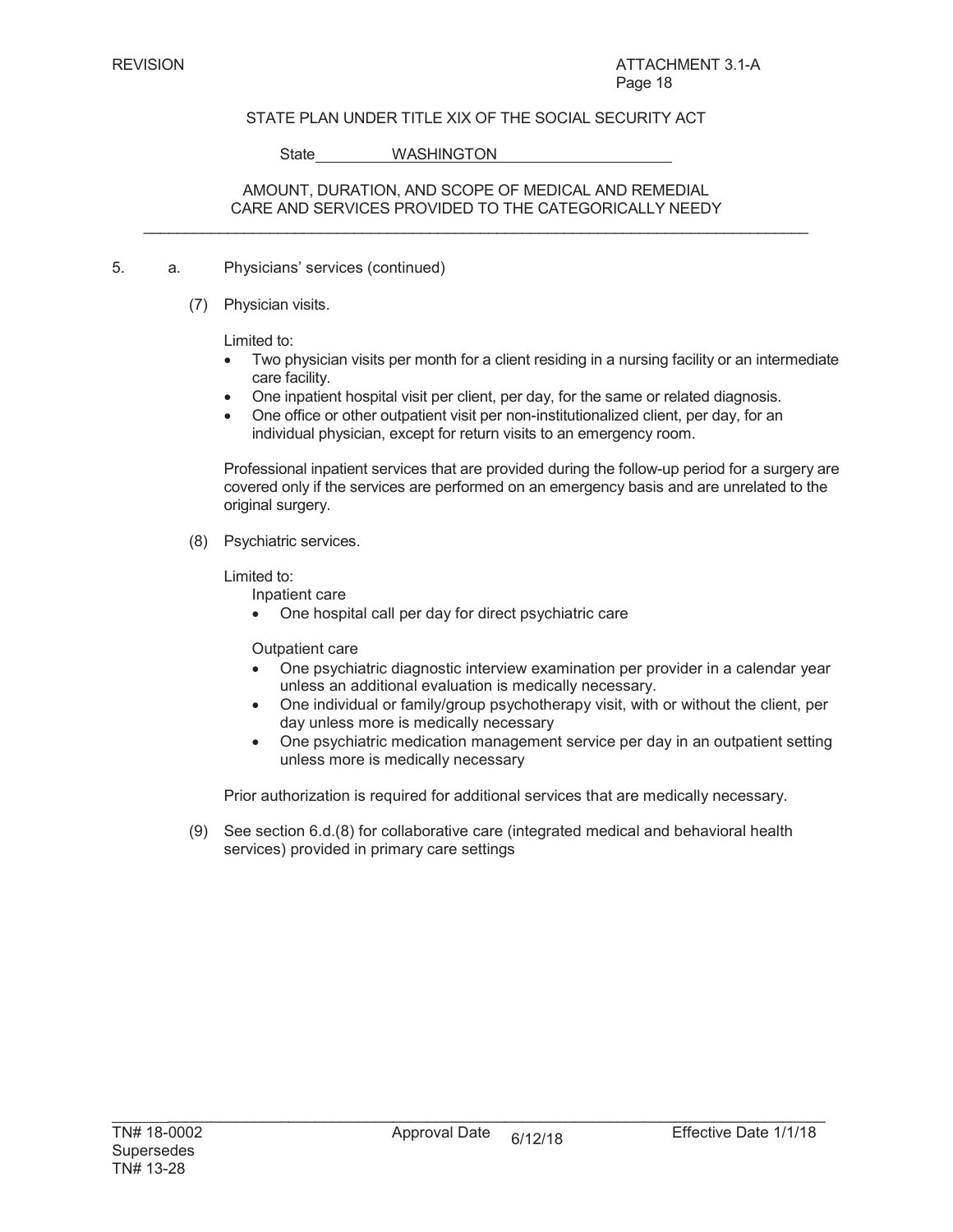STATE PLAN UNDER TITLE XIX OF THE SOCIAL SECURITY ACT

State WASHINGTON

AMOUNT, DURATION, AND SCOPE OF MEDICAL AND REMEDIAL CARE AND SERVICES PROVIDED TO THE CATEGORICALLY NEEDY

5. a. Physicians' services (continued)

(7) Physician visits.

Limited to:

- Two physician visits per month for a client residing in a nursing facility or an intermediate care facility.
- One inpatient hospital visit per client, per day, for the same or related diagnosis.
- One office or other outpatient visit per non-institutionalized client, per day, for an individual physician, except for return visits to an emergency room.

Professional inpatient services that are provided during the follow-up period for a surgery are covered only if the services are performed on an emergency basis and are unrelated to the original surgery.

(8) Psychiatric services.

Limited to:

Inpatient care

- One hospital call per day for direct psychiatric care

Outpatient care

- One psychiatric diagnostic interview examination per provider in a calendar year unless an additional evaluation is medically necessary.
- One individual or family/group psychotherapy visit, with or without the client, per day unless more is medically necessary
- One psychiatric medication management service per day in an outpatient setting unless more is medically necessary

Prior authorization is required for additional services that are medically necessary.

(9) See section 6.d.(8) for collaborative care (integrated medical and behavioral health services) provided in primary care settings

TN# 18-0002 Supersedes TN# 13-28 | Approval Date 6/12/18 | Effective Date 1/1/18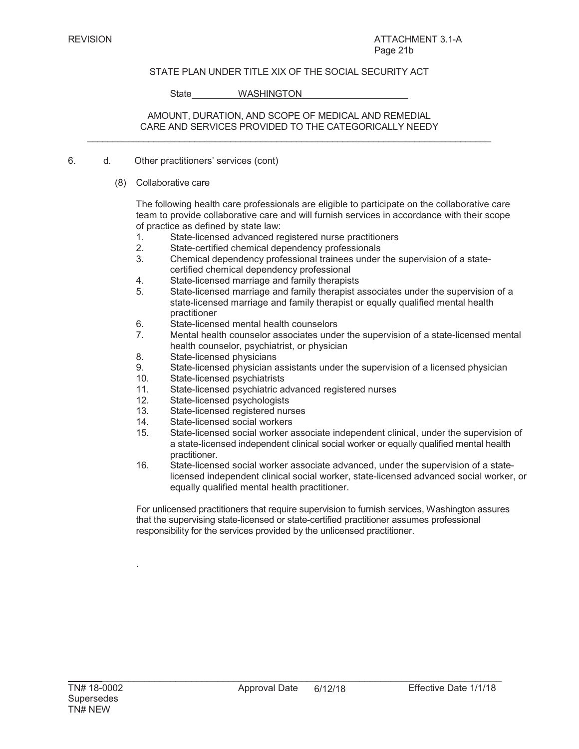REVISION

ATTACHMENT 3.1-A
Page 21b

STATE PLAN UNDER TITLE XIX OF THE SOCIAL SECURITY ACT

State WASHINGTON

AMOUNT, DURATION, AND SCOPE OF MEDICAL AND REMEDIAL CARE AND SERVICES PROVIDED TO THE CATEGORICALLY NEEDY

---

6. d. Other practitioners' services (cont)

   (8) Collaborative care

   The following health care professionals are eligible to participate on the collaborative care team to provide collaborative care and will furnish services in accordance with their scope of practice as defined by state law:

   1. State-licensed advanced registered nurse practitioners
   2. State-certified chemical dependency professionals
   3. Chemical dependency professional trainees under the supervision of a state-certified chemical dependency professional
   4. State-licensed marriage and family therapists
   5. State-licensed marriage and family therapist associates under the supervision of a state-licensed marriage and family therapist or equally qualified mental health practitioner
   6. State-licensed mental health counselors
   7. Mental health counselor associates under the supervision of a state-licensed mental health counselor, psychiatrist, or physician
   8. State-licensed physicians
   9. State-licensed physician assistants under the supervision of a licensed physician
   10. State-licensed psychiatrists
   11. State-licensed psychiatric advanced registered nurses
   12. State-licensed psychologists
   13. State-licensed registered nurses
   14. State-licensed social workers
   15. State-licensed social worker associate independent clinical, under the supervision of a state-licensed independent clinical social worker or equally qualified mental health practitioner.
   16. State-licensed social worker associate advanced, under the supervision of a state-licensed independent clinical social worker, state-licensed advanced social worker, or equally qualified mental health practitioner.

   For unlicensed practitioners that require supervision to furnish services, Washington assures that the supervising state-licensed or state-certified practitioner assumes professional responsibility for the services provided by the unlicensed practitioner.

   .

---

TN# 18-0002 Approval Date 6/12/18 Effective Date 1/1/18
Supersedes
TN# NEW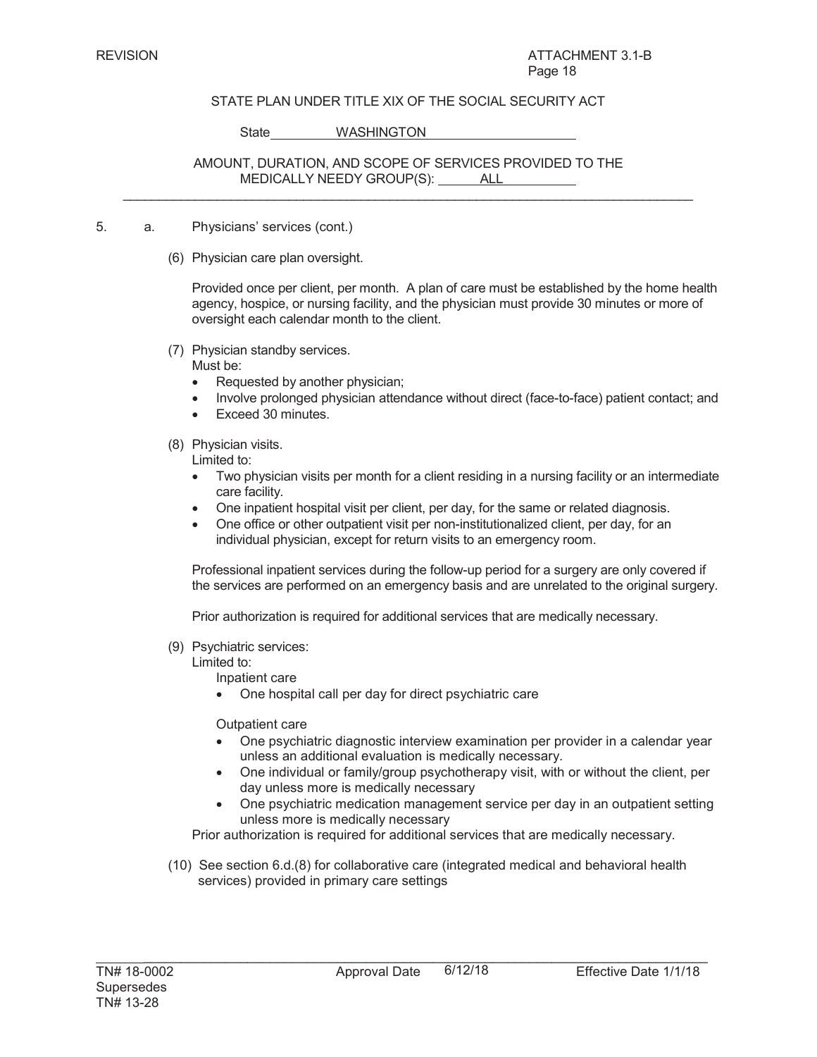STATE PLAN UNDER TITLE XIX OF THE SOCIAL SECURITY ACT

State WASHINGTON

AMOUNT, DURATION, AND SCOPE OF SERVICES PROVIDED TO THE MEDICALLY NEEDY GROUP(S): ALL

5. a. Physicians' services (cont.)

(6) Physician care plan oversight.

Provided once per client, per month. A plan of care must be established by the home health agency, hospice, or nursing facility, and the physician must provide 30 minutes or more of oversight each calendar month to the client.

(7) Physician standby services.
Must be:

- Requested by another physician;
- Involve prolonged physician attendance without direct (face-to-face) patient contact; and
- Exceed 30 minutes.

(8) Physician visits.
Limited to:

- Two physician visits per month for a client residing in a nursing facility or an intermediate care facility.
- One inpatient hospital visit per client, per day, for the same or related diagnosis.
- One office or other outpatient visit per non-institutionalized client, per day, for an individual physician, except for return visits to an emergency room.

Professional inpatient services during the follow-up period for a surgery are only covered if the services are performed on an emergency basis and are unrelated to the original surgery.

Prior authorization is required for additional services that are medically necessary.

(9) Psychiatric services:
Limited to:

Inpatient care

- One hospital call per day for direct psychiatric care

Outpatient care

- One psychiatric diagnostic interview examination per provider in a calendar year unless an additional evaluation is medically necessary.
- One individual or family/group psychotherapy visit, with or without the client, per day unless more is medically necessary
- One psychiatric medication management service per day in an outpatient setting unless more is medically necessary

Prior authorization is required for additional services that are medically necessary.

(10) See section 6.d.(8) for collaborative care (integrated medical and behavioral health services) provided in primary care settings

TN# 18-0002 Supersedes TN# 13-28 | Approval Date 6/12/18 | Effective Date 1/1/18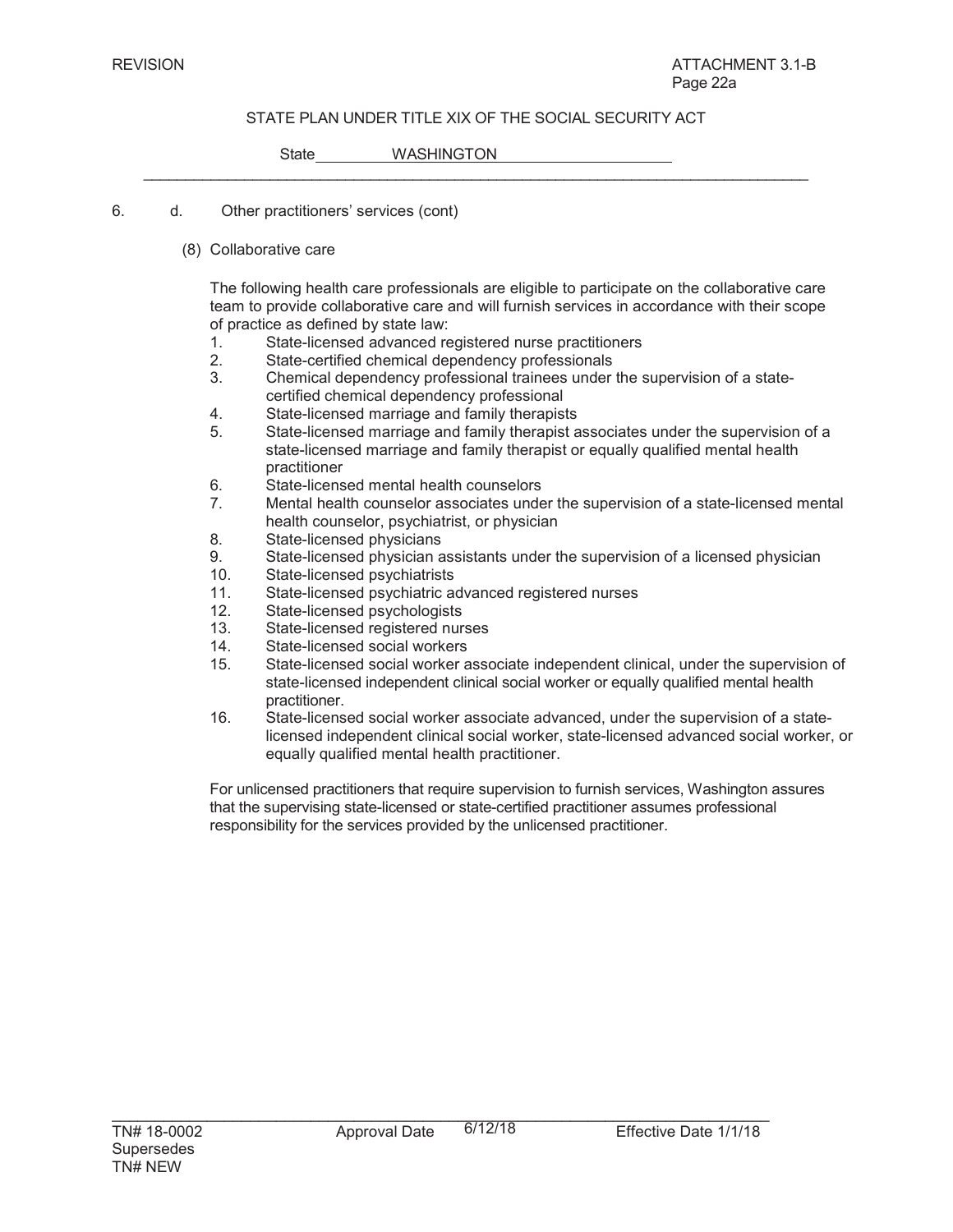REVISION

ATTACHMENT 3.1-B
Page 22a

STATE PLAN UNDER TITLE XIX OF THE SOCIAL SECURITY ACT

State WASHINGTON

6. d. Other practitioners' services (cont)

(8) Collaborative care

The following health care professionals are eligible to participate on the collaborative care team to provide collaborative care and will furnish services in accordance with their scope of practice as defined by state law:

1. State-licensed advanced registered nurse practitioners
2. State-certified chemical dependency professionals
3. Chemical dependency professional trainees under the supervision of a state-certified chemical dependency professional
4. State-licensed marriage and family therapists
5. State-licensed marriage and family therapist associates under the supervision of a state-licensed marriage and family therapist or equally qualified mental health practitioner
6. State-licensed mental health counselors
7. Mental health counselor associates under the supervision of a state-licensed mental health counselor, psychiatrist, or physician
8. State-licensed physicians
9. State-licensed physician assistants under the supervision of a licensed physician
10. State-licensed psychiatrists
11. State-licensed psychiatric advanced registered nurses
12. State-licensed psychologists
13. State-licensed registered nurses
14. State-licensed social workers
15. State-licensed social worker associate independent clinical, under the supervision of state-licensed independent clinical social worker or equally qualified mental health practitioner.
16. State-licensed social worker associate advanced, under the supervision of a state-licensed independent clinical social worker, state-licensed advanced social worker, or equally qualified mental health practitioner.

For unlicensed practitioners that require supervision to furnish services, Washington assures that the supervising state-licensed or state-certified practitioner assumes professional responsibility for the services provided by the unlicensed practitioner.

TN# 18-0002 Approval Date 6/12/18 Effective Date 1/1/18
Supersedes
TN# NEW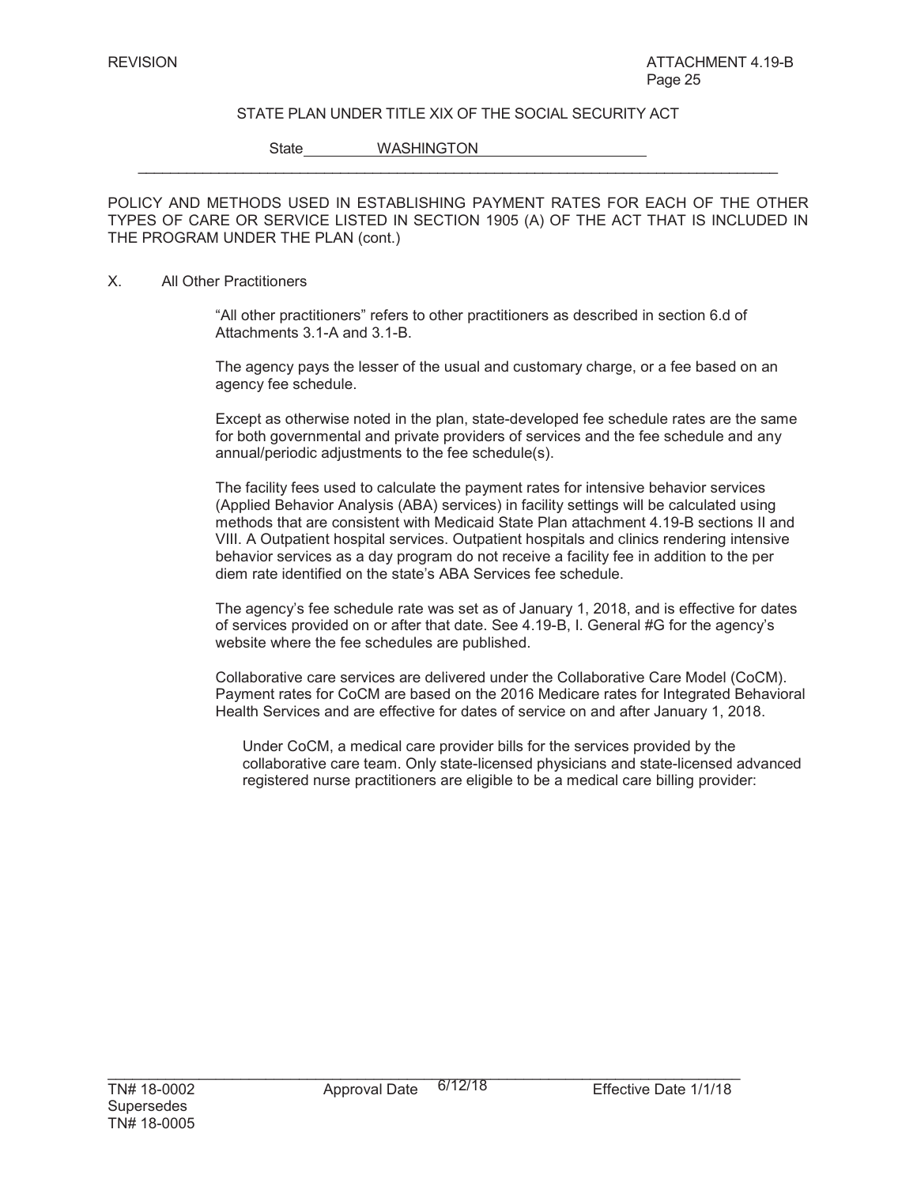STATE PLAN UNDER TITLE XIX OF THE SOCIAL SECURITY ACT

State WASHINGTON

POLICY AND METHODS USED IN ESTABLISHING PAYMENT RATES FOR EACH OF THE OTHER TYPES OF CARE OR SERVICE LISTED IN SECTION 1905 (A) OF THE ACT THAT IS INCLUDED IN THE PROGRAM UNDER THE PLAN (cont.)

X. All Other Practitioners

"All other practitioners" refers to other practitioners as described in section 6.d of Attachments 3.1-A and 3.1-B.

The agency pays the lesser of the usual and customary charge, or a fee based on an agency fee schedule.

Except as otherwise noted in the plan, state-developed fee schedule rates are the same for both governmental and private providers of services and the fee schedule and any annual/periodic adjustments to the fee schedule(s).

The facility fees used to calculate the payment rates for intensive behavior services (Applied Behavior Analysis (ABA) services) in facility settings will be calculated using methods that are consistent with Medicaid State Plan attachment 4.19-B sections II and VIII. A Outpatient hospital services. Outpatient hospitals and clinics rendering intensive behavior services as a day program do not receive a facility fee in addition to the per diem rate identified on the state's ABA Services fee schedule.

The agency's fee schedule rate was set as of January 1, 2018, and is effective for dates of services provided on or after that date. See 4.19-B, I. General #G for the agency's website where the fee schedules are published.

Collaborative care services are delivered under the Collaborative Care Model (CoCM). Payment rates for CoCM are based on the 2016 Medicare rates for Integrated Behavioral Health Services and are effective for dates of service on and after January 1, 2018.

Under CoCM, a medical care provider bills for the services provided by the collaborative care team. Only state-licensed physicians and state-licensed advanced registered nurse practitioners are eligible to be a medical care billing provider:

TN# 18-0002 Approval Date 6/12/18 Effective Date 1/1/18
Supersedes
TN# 18-0005